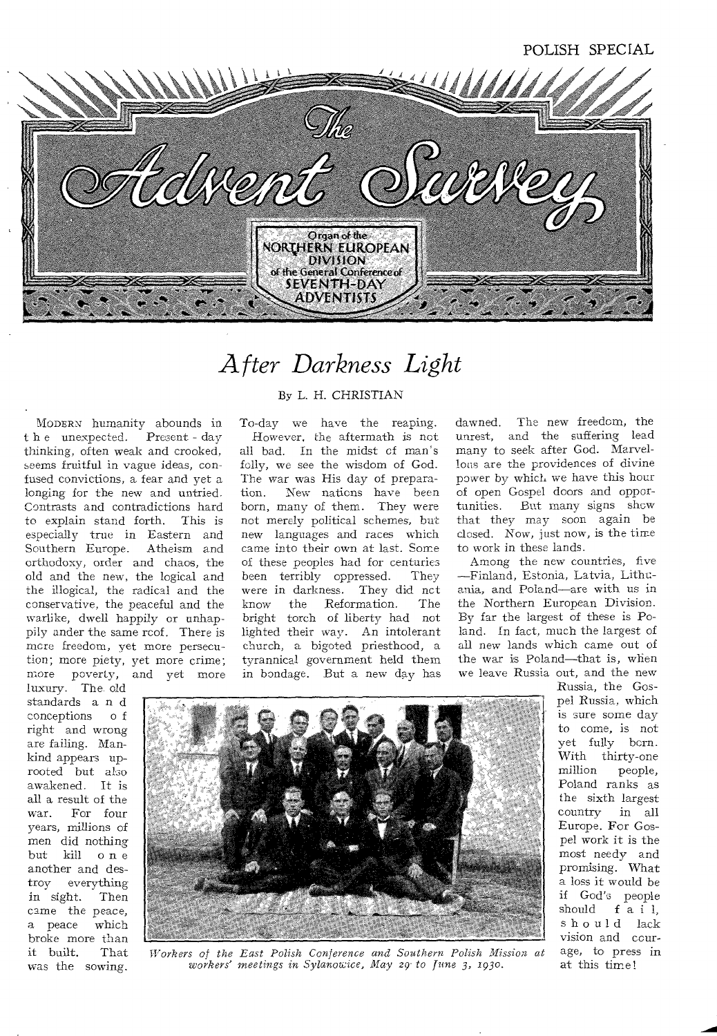POLISH SPECIAL

# The Advent Survey

Organ of the NORTHERN EUROPEAN DIVISION of the General Conference of SEVENTH-DAY ADVENTISTS

## *After Darkness Light*

By L. H. CHRISTIAN

MODERN humanity abounds in the unexpected. Present-day thinking, often weak and crooked, seems fruitful in vague ideas, confused convictions, a fear and yet a longing for the new and untried. Contrasts and contradictions hard to explain stand forth. This is especially true in Eastern and Southern Europe. Atheism and orthodoxy, order and chaos, the old and the new, the logical and the illogical, the radical and the conservative, the peaceful and the warlike, dwell happily or unhappily under the same roof. There is more freedom, yet more persecution; more piety, yet more crime; more poverty, and yet more luxury. The old standards and conceptions of right and wrong are failing. Mankind appears uprooted but also awakened. It is all a result of the war. For four years, millions of men did nothing but kill one another and destroy everything in sight. Then came the peace, a peace which broke more than it built. That was the sowing. To-day we have the reaping.

However, the aftermath is not all bad. In the midst of man's folly, we see the wisdom of God. The war was His day of preparation. New nations have been born, many of them. They were not merely political schemes, but new languages and races which came into their own at last. Some of these peoples had for centuries been terribly oppressed. They were in darkness. They did not know the Reformation. The bright torch of liberty had not lighted their way. An intolerant church, a bigoted priesthood, a tyrannical government held them in bondage. But a new day has dawned. The new freedom, the unrest, and the suffering lead many to seek after God. Marvellous are the providences of divine power by which we have this hour of open Gospel doors and opportunities. But many signs shew that they may soon again be closed. Now, just now, is the time to work in these lands.

Among the new countries, five—Finland, Estonia, Latvia, Lithuania, and Poland—are with us in the Northern European Division. By far the largest of these is Poland. In fact, much the largest of all new lands which came out of the war is Poland—that is, when we leave Russia out, and the new Russia, the Gospel Russia, which is sure some day to come, is not yet fully born. With thirty-one million people, Poland ranks as the sixth largest country in all Europe. For Gospel work it is the most needy and promising. What a loss it would be if God's people should fail, should lack vision and courage, to press in at this time!

*Workers of the East Polish Conference and Southern Polish Mission at workers' meetings in Sylanowice, May 29 to June 3, 1930.*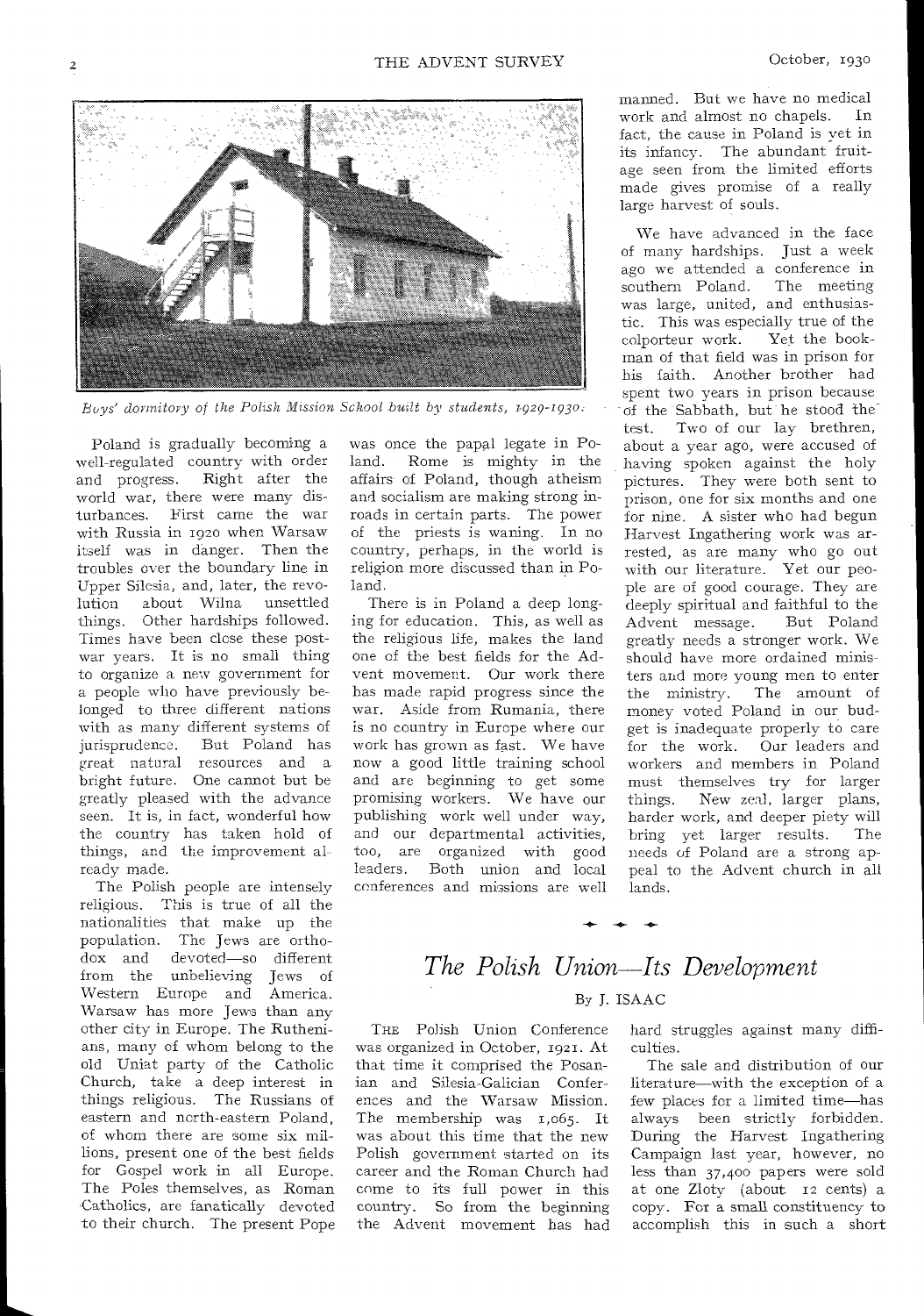*Boys' dormitory of the Polish Mission School built by students, 1929-1930.*

Poland is gradually becoming a well-regulated country with order and progress. Right after the world war, there were many disturbances. First came the war with Russia in 1920 when Warsaw itself was in danger. Then the troubles over the boundary line in Upper Silesia, and, later, the revolution about Wilna unsettled things. Other hardships followed. Times have been close these post-war years. It is no small thing to organize a new government for a people who have previously belonged to three different nations with as many different systems of jurisprudence. But Poland has great natural resources and a bright future. One cannot but be greatly pleased with the advance seen. It is, in fact, wonderful how the country has taken hold of things, and the improvement already made.

The Polish people are intensely religious. This is true of all the nationalities that make up the population. The Jews are orthodox and devoted—so different from the unbelieving Jews of Western Europe and America. Warsaw has more Jews than any other city in Europe. The Ruthenians, many of whom belong to the old Uniat party of the Catholic Church, take a deep interest in things religious. The Russians of eastern and north-eastern Poland, of whom there are some six millions, present one of the best fields for Gospel work in all Europe. The Poles themselves, as Roman Catholics, are fanatically devoted to their church. The present Pope was once the papal legate in Poland. Rome is mighty in the affairs of Poland, though atheism and socialism are making strong inroads in certain parts. The power of the priests is waning. In no country, perhaps, in the world is religion more discussed than in Poland.

There is in Poland a deep longing for education. This, as well as the religious life, makes the land one of the best fields for the Advent movement. Our work there has made rapid progress since the war. Aside from Rumania, there is no country in Europe where our work has grown as fast. We have now a good little training school and are beginning to get some promising workers. We have our publishing work well under way, and our departmental activities, too, are organized with good leaders. Both union and local conferences and missions are well manned. But we have no medical work and almost no chapels. In fact, the cause in Poland is yet in its infancy. The abundant fruitage seen from the limited efforts made gives promise of a really large harvest of souls.

We have advanced in the face of many hardships. Just a week ago we attended a conference in southern Poland. The meeting was large, united, and enthusiastic. This was especially true of the colporteur work. Yet the bookman of that field was in prison for his faith. Another brother had spent two years in prison because of the Sabbath, but he stood the test. Two of our lay brethren, about a year ago, were accused of having spoken against the holy pictures. They were both sent to prison, one for six months and one for nine. A sister who had begun Harvest Ingathering work was arrested, as are many who go out with our literature. Yet our people are of good courage. They are deeply spiritual and faithful to the Advent message. But Poland greatly needs a stronger work. We should have more ordained ministers and more young men to enter the ministry. The amount of money voted Poland in our budget is inadequate properly to care for the work. Our leaders and workers and members in Poland must themselves try for larger things. New zeal, larger plans, harder work, and deeper piety will bring yet larger results. The needs of Poland are a strong appeal to the Advent church in all lands.

## *The Polish Union—Its Development*

By J. ISAAC

THE Polish Union Conference was organized in October, 1921. At that time it comprised the Posanian and Silesia-Galician Conferences and the Warsaw Mission. The membership was 1,065. It was about this time that the new Polish government started on its career and the Roman Church had come to its full power in this country. So from the beginning the Advent movement has had hard struggles against many difficulties.

The sale and distribution of our literature—with the exception of a few places for a limited time—has always been strictly forbidden. During the Harvest Ingathering Campaign last year, however, no less than 37,400 papers were sold at one Zloty (about 12 cents) a copy. For a small constituency to accomplish this in such a short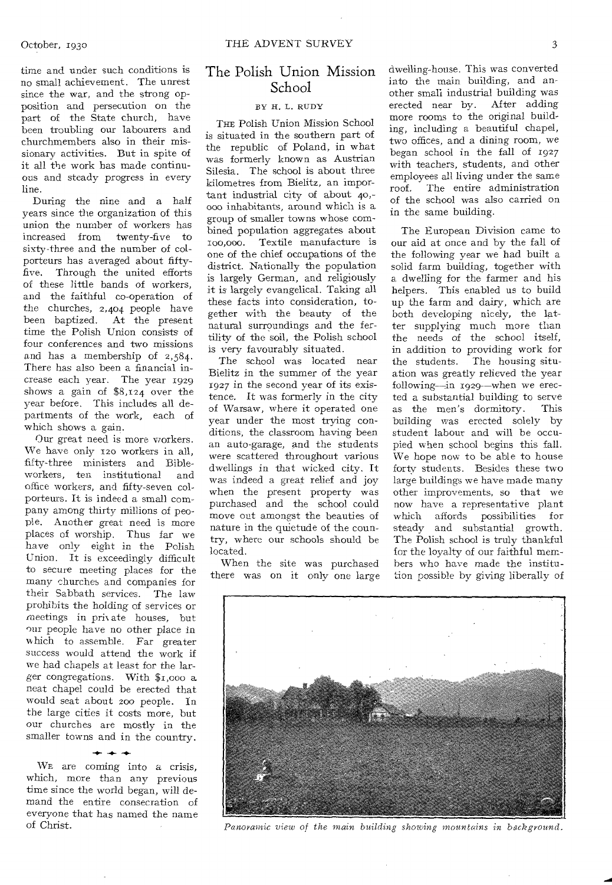time and under such conditions is no small achievement. The unrest since the war, and the strong opposition and persecution on the part of the State church, have been troubling our labourers and churchmembers also in their missionary activities. But in spite of it all the work has made continuous and steady progress in every line.

During the nine and a half years since the organization of this union the number of workers has increased from twenty-five to sixty-three and the number of colporteurs has averaged about fifty-five. Through the united efforts of these little bands of workers, and the faithful co-operation of the churches, 2,404 people have been baptized. At the present time the Polish Union consists of four conferences and two missions and has a membership of 2,584. There has also been a financial increase each year. The year 1929 shows a gain of $8,124 over the year before. This includes all departments of the work, each of which shows a gain.

Our great need is more workers. We have only 120 workers in all, fifty-three ministers and Bible-workers, ten institutional and office workers, and fifty-seven colporteurs. It is indeed a small company among thirty millions of people. Another great need is more places of worship. Thus far we have only eight in the Polish Union. It is exceedingly difficult to secure meeting places for the many churches and companies for their Sabbath services. The law prohibits the holding of services or meetings in private houses, but our people have no other place in which to assemble. Far greater success would attend the work if we had chapels at least for the larger congregations. With $1,000 a neat chapel could be erected that would seat about 200 people. In the large cities it costs more, but our churches are mostly in the smaller towns and in the country.

WE are coming into a crisis, which, more than any previous time since the world began, will demand the entire consecration of everyone that has named the name of Christ.

## The Polish Union Mission School

BY H. L. RUDY

THE Polish Union Mission School is situated in the southern part of the republic of Poland, in what was formerly known as Austrian Silesia. The school is about three kilometres from Bielitz, an important industrial city of about 40,000 inhabitants, around which is a group of smaller towns whose combined population aggregates about 100,000. Textile manufacture is one of the chief occupations of the district. Nationally the population is largely German, and religiously it is largely evangelical. Taking all these facts into consideration, together with the beauty of the natural surroundings and the fertility of the soil, the Polish school is very favourably situated.

The school was located near Bielitz in the summer of the year 1927 in the second year of its existence. It was formerly in the city of Warsaw, where it operated one year under the most trying conditions, the classroom having been an auto-garage, and the students were scattered throughout various dwellings in that wicked city. It was indeed a great relief and joy when the present property was purchased and the school could move out amongst the beauties of nature in the quietude of the country, where our schools should be located.

When the site was purchased there was on it only one large dwelling-house. This was converted into the main building, and another small industrial building was erected near by. After adding more rooms to the original building, including a beautiful chapel, two offices, and a dining room, we began school in the fall of 1927 with teachers, students, and other employees all living under the same roof. The entire administration of the school was also carried on in the same building.

The European Division came to our aid at once and by the fall of the following year we had built a solid farm building, together with a dwelling for the farmer and his helpers. This enabled us to build up the farm and dairy, which are both developing nicely, the latter supplying much more than the needs of the school itself, in addition to providing work for the students. The housing situation was greatly relieved the year following—in 1929—when we erected a substantial building to serve as the men's dormitory. This building was erected solely by student labour and will be occupied when school begins this fall. We hope now to be able to house forty students. Besides these two large buildings we have made many other improvements, so that we now have a representative plant which affords possibilities for steady and substantial growth. The Polish school is truly thankful for the loyalty of our faithful members who have made the institution possible by giving liberally of

*Panoramic view of the main building showing mountains in background.*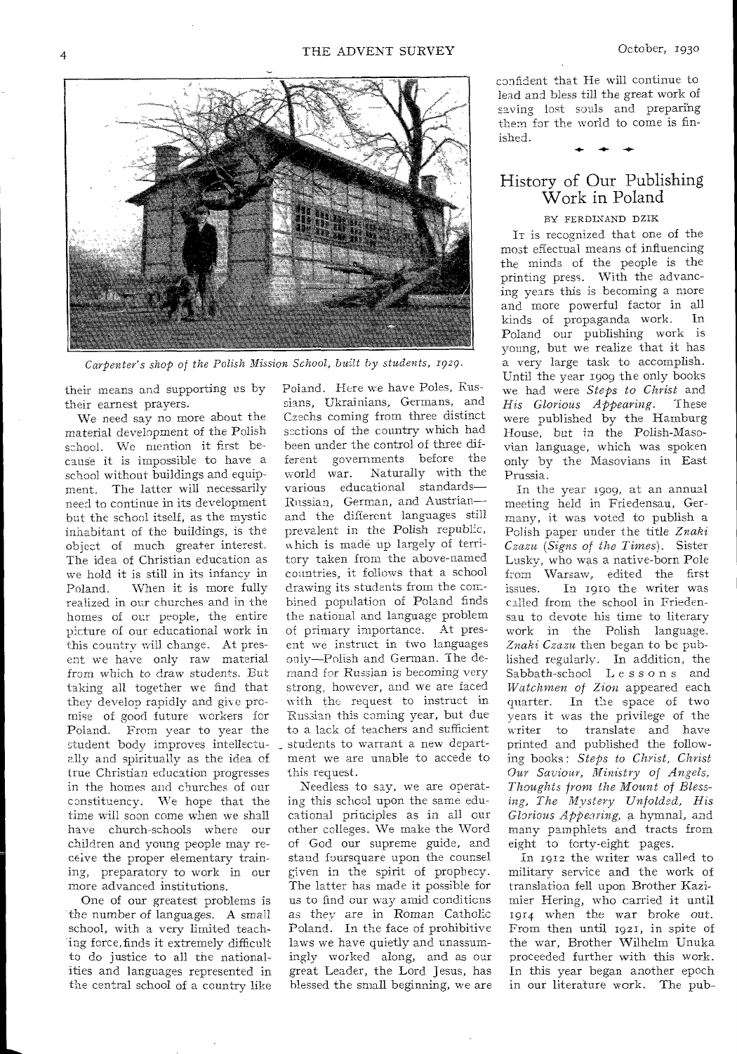*Carpenter's shop of the Polish Mission School, built by students, 1929.*

their means and supporting us by their earnest prayers.

We need say no more about the material development of the Polish school. We mention it first because it is impossible to have a school without buildings and equipment. The latter will necessarily need to continue in its development but the school itself, as the mystic inhabitant of the buildings, is the object of much greater interest. The idea of Christian education as we hold it is still in its infancy in Poland. When it is more fully realized in our churches and in the homes of our people, the entire picture of our educational work in this country will change. At present we have only raw material from which to draw students. But taking all together we find that they develop rapidly and give promise of good future workers for Poland. From year to year the student body improves intellectually and spiritually as the idea of true Christian education progresses in the homes and churches of our constituency. We hope that the time will soon come when we shall have church-schools where our children and young people may receive the proper elementary training, preparatory to work in our more advanced institutions.

One of our greatest problems is the number of languages. A small school, with a very limited teaching force, finds it extremely difficult to do justice to all the nationalities and languages represented in the central school of a country like Poland. Here we have Poles, Russians, Ukrainians, Germans, and Czechs coming from three distinct sections of the country which had been under the control of three different governments before the world war. Naturally with the various educational standards—Russian, German, and Austrian—and the different languages still prevalent in the Polish republic, which is made up largely of territory taken from the above-named countries, it follows that a school drawing its students from the combined population of Poland finds the national and language problem of primary importance. At present we instruct in two languages only—Polish and German. The demand for Russian is becoming very strong, however, and we are faced with the request to instruct in Russian this coming year, but due to a lack of teachers and sufficient students to warrant a new department we are unable to accede to this request.

Needless to say, we are operating this school upon the same educational principles as in all our other colleges. We make the Word of God our supreme guide, and stand foursquare upon the counsel given in the spirit of prophecy. The latter has made it possible for us to find our way amid conditions as they are in Roman Catholic Poland. In the face of prohibitive laws we have quietly and unassumingly worked along, and as our great Leader, the Lord Jesus, has blessed the small beginning, we are confident that He will continue to lead and bless till the great work of saving lost souls and preparing them for the world to come is finished.

## History of Our Publishing Work in Poland

BY FERDINAND DZIK

It is recognized that one of the most effectual means of influencing the minds of the people is the printing press. With the advancing years this is becoming a more and more powerful factor in all kinds of propaganda work. In Poland our publishing work is young, but we realize that it has a very large task to accomplish. Until the year 1909 the only books we had were *Steps to Christ* and *His Glorious Appearing*. These were published by the Hamburg House, but in the Polish-Masovian language, which was spoken only by the Masovians in East Prussia.

In the year 1909, at an annual meeting held in Friedensau, Germany, it was voted to publish a Polish paper under the title *Znaki Czazu* (*Signs of the Times*). Sister Lusky, who was a native-born Pole from Warsaw, edited the first issues. In 1910 the writer was called from the school in Friedensau to devote his time to literary work in the Polish language. *Znaki Czazu* then began to be published regularly. In addition, the Sabbath-school Lessons and *Watchmen of Zion* appeared each quarter. In the space of two years it was the privilege of the writer to translate and have printed and published the following books: *Steps to Christ, Christ Our Saviour, Ministry of Angels, Thoughts from the Mount of Blessing, The Mystery Unfolded, His Glorious Appearing,* a hymnal, and many pamphlets and tracts from eight to forty-eight pages.

In 1912 the writer was called to military service and the work of translation fell upon Brother Kazimier Hering, who carried it until 1914 when the war broke out. From then until 1921, in spite of the war, Brother Wilhelm Unuka proceeded further with this work. In this year began another epoch in our literature work. The pub-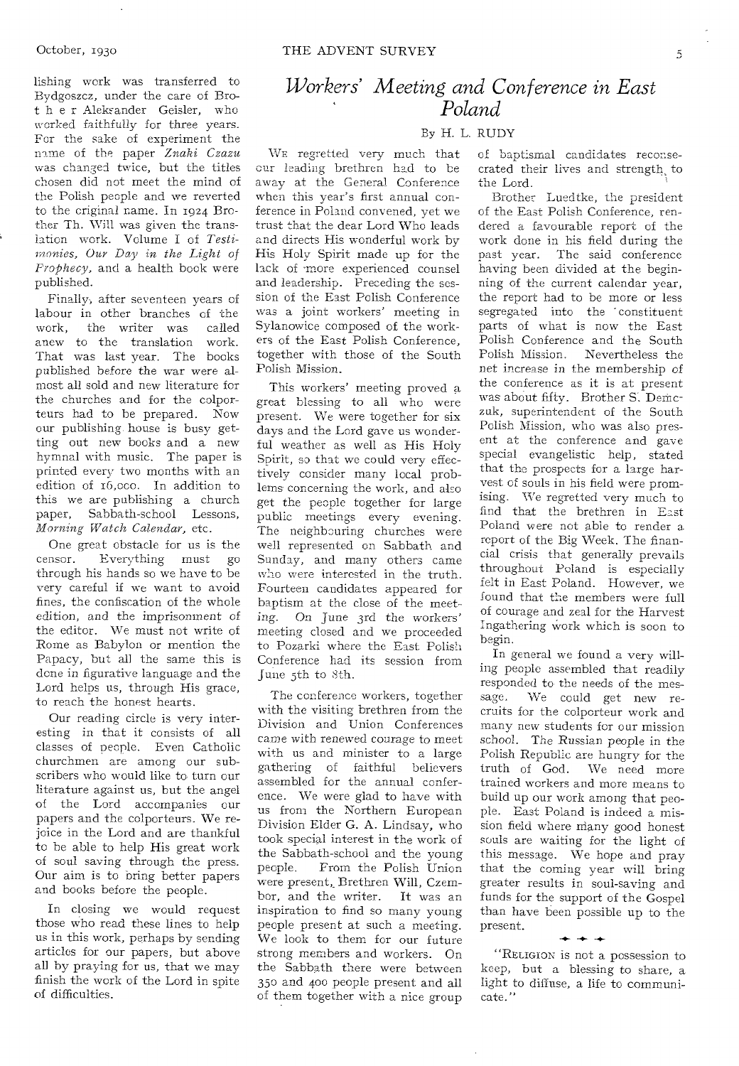lishing work was transferred to Bydgoszcz, under the care of Brother Aleksander Geisler, who worked faithfully for three years. For the sake of experiment the name of the paper *Znaki Czazu* was changed twice, but the titles chosen did not meet the mind of the Polish people and we reverted to the original name. In 1924 Brother Th. Will was given the translation work. Volume I of *Testimonies, Our Day in the Light of Prophecy,* and a health book were published.

Finally, after seventeen years of labour in other branches of the work, the writer was called anew to the translation work. That was last year. The books published before the war were almost all sold and new literature for the churches and for the colporteurs had to be prepared. Now our publishing house is busy getting out new books and a new hymnal with music. The paper is printed every two months with an edition of 16,000. In addition to this we are publishing a church paper, Sabbath-school Lessons, *Morning Watch Calendar,* etc.

One great obstacle for us is the censor. Everything must go through his hands so we have to be very careful if we want to avoid fines, the confiscation of the whole edition, and the imprisonment of the editor. We must not write of Rome as Babylon or mention the Papacy, but all the same this is done in figurative language and the Lord helps us, through His grace, to reach the honest hearts.

Our reading circle is very interesting in that it consists of all classes of people. Even Catholic churchmen are among our subscribers who would like to turn our literature against us, but the angel of the Lord accompanies our papers and the colporteurs. We rejoice in the Lord and are thankful to be able to help His great work of soul saving through the press. Our aim is to bring better papers and books before the people.

In closing we would request those who read these lines to help us in this work, perhaps by sending articles for our papers, but above all by praying for us, that we may finish the work of the Lord in spite of difficulties.

# *Workers' Meeting and Conference in East Poland*

By H. L. RUDY

We regretted very much that our leading brethren had to be away at the General Conference when this year's first annual conference in Poland convened, yet we trust that the dear Lord Who leads and directs His wonderful work by His Holy Spirit made up for the lack of more experienced counsel and leadership. Preceding the session of the East Polish Conference was a joint workers' meeting in Sylanowice composed of the workers of the East Polish Conference, together with those of the South Polish Mission.

This workers' meeting proved a great blessing to all who were present. We were together for six days and the Lord gave us wonderful weather as well as His Holy Spirit, so that we could very effectively consider many local problems concerning the work, and also get the people together for large public meetings every evening. The neighbouring churches were well represented on Sabbath and Sunday, and many others came who were interested in the truth. Fourteen candidates appeared for baptism at the close of the meeting. On June 3rd the workers' meeting closed and we proceeded to Pozarki where the East Polish Conference had its session from June 5th to 8th.

The conference workers, together with the visiting brethren from the Division and Union Conferences came with renewed courage to meet with us and minister to a large gathering of faithful believers assembled for the annual conference. We were glad to have with us from the Northern European Division Elder G. A. Lindsay, who took special interest in the work of the Sabbath-school and the young people. From the Polish Union were present, Brethren Will, Czembor, and the writer. It was an inspiration to find so many young people present at such a meeting. We look to them for our future strong members and workers. On the Sabbath there were between 350 and 400 people present and all of them together with a nice group of baptismal candidates reconsecrated their lives and strength to the Lord.

Brother Luedtke, the president of the East Polish Conference, rendered a favourable report of the work done in his field during the past year. The said conference having been divided at the beginning of the current calendar year, the report had to be more or less segregated into the constituent parts of what is now the East Polish Conference and the South Polish Mission. Nevertheless the net increase in the membership of the conference as it is at present was about fifty. Brother S. Demczuk, superintendent of the South Polish Mission, who was also present at the conference and gave special evangelistic help, stated that the prospects for a large harvest of souls in his field were promising. We regretted very much to find that the brethren in East Poland were not able to render a report of the Big Week. The financial crisis that generally prevails throughout Poland is especially felt in East Poland. However, we found that the members were full of courage and zeal for the Harvest Ingathering work which is soon to begin.

In general we found a very willing people assembled that readily responded to the needs of the message. We could get new recruits for the colporteur work and many new students for our mission school. The Russian people in the Polish Republic are hungry for the truth of God. We need more trained workers and more means to build up our work among that people. East Poland is indeed a mission field where many good honest souls are waiting for the light of this message. We hope and pray that the coming year will bring greater results in soul-saving and funds for the support of the Gospel than have been possible up to the present.

"Religion is not a possession to keep, but a blessing to share, a light to diffuse, a life to communicate."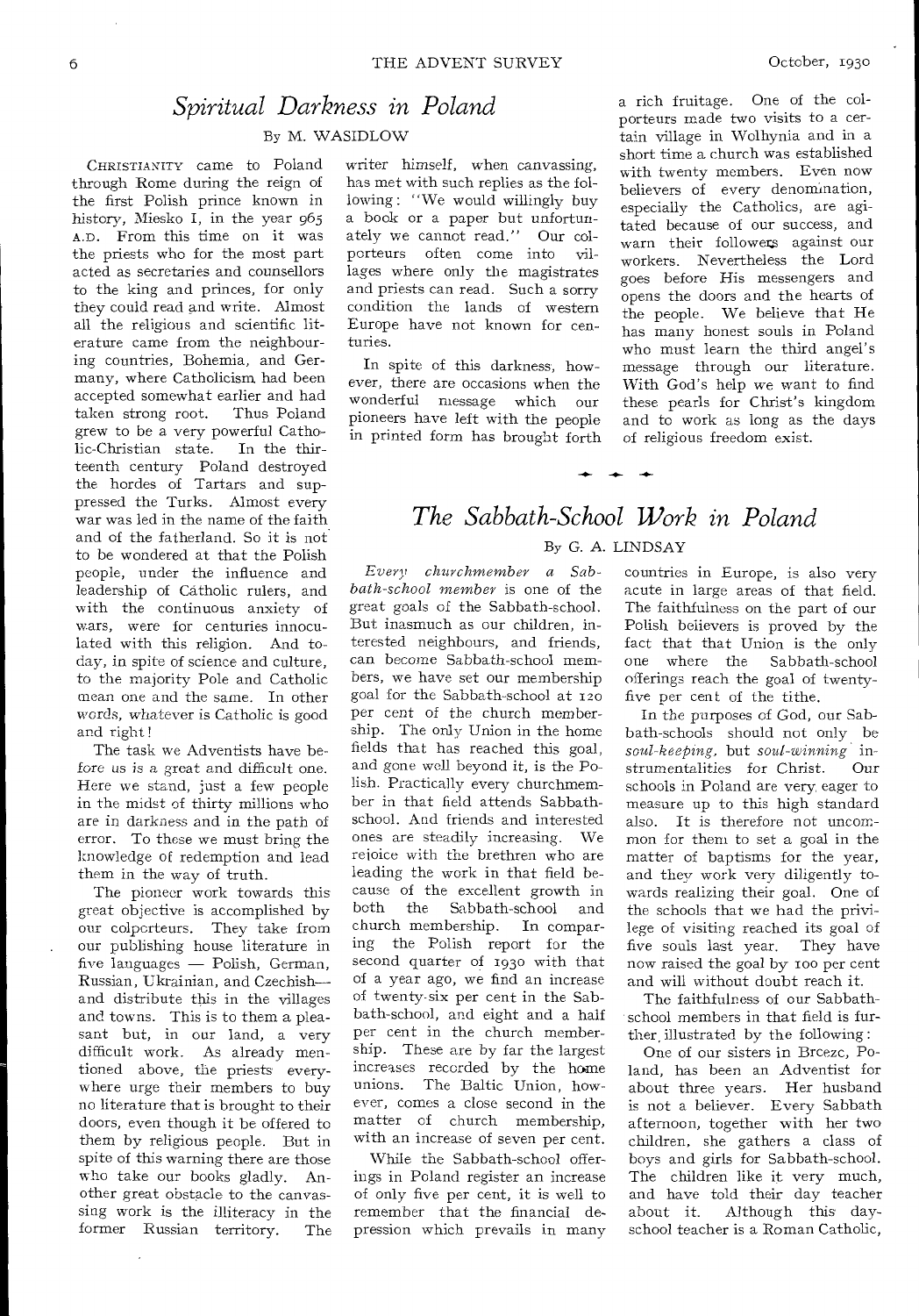## *Spiritual Darkness in Poland*

By M. WASIDLOW

CHRISTIANITY came to Poland through Rome during the reign of the first Polish prince known in history, Miesko I, in the year 965 A.D. From this time on it was the priests who for the most part acted as secretaries and counsellors to the king and princes, for only they could read and write. Almost all the religious and scientific literature came from the neighbouring countries, Bohemia, and Germany, where Catholicism had been accepted somewhat earlier and had taken strong root. Thus Poland grew to be a very powerful Catholic-Christian state. In the thirteenth century Poland destroyed the hordes of Tartars and suppressed the Turks. Almost every war was led in the name of the faith and of the fatherland. So it is not to be wondered at that the Polish people, under the influence and leadership of Catholic rulers, and with the continuous anxiety of wars, were for centuries innoculated with this religion. And today, in spite of science and culture, to the majority Pole and Catholic mean one and the same. In other words, whatever is Catholic is good and right!

The task we Adventists have before us is a great and difficult one. Here we stand, just a few people in the midst of thirty millions who are in darkness and in the path of error. To these we must bring the knowledge of redemption and lead them in the way of truth.

The pioneer work towards this great objective is accomplished by our colporteurs. They take from our publishing house literature in five languages — Polish, German, Russian, Ukrainian, and Czechish— and distribute this in the villages and towns. This is to them a pleasant but, in our land, a very difficult work. As already mentioned above, the priests everywhere urge their members to buy no literature that is brought to their doors, even though it be offered to them by religious people. But in spite of this warning there are those who take our books gladly. Another great obstacle to the canvassing work is the illiteracy in the former Russian territory. The writer himself, when canvassing, has met with such replies as the following: "We would willingly buy a book or a paper but unfortunately we cannot read." Our colporteurs often come into villages where only the magistrates and priests can read. Such a sorry condition the lands of western Europe have not known for centuries.

In spite of this darkness, however, there are occasions when the wonderful message which our pioneers have left with the people in printed form has brought forth a rich fruitage. One of the colporteurs made two visits to a certain village in Wolhynia and in a short time a church was established with twenty members. Even now believers of every denomination, especially the Catholics, are agitated because of our success, and warn their followers against our workers. Nevertheless the Lord goes before His messengers and opens the doors and the hearts of the people. We believe that He has many honest souls in Poland who must learn the third angel's message through our literature. With God's help we want to find these pearls for Christ's kingdom and to work as long as the days of religious freedom exist.

## *The Sabbath-School Work in Poland*

By G. A. LINDSAY

*Every churchmember a Sabbath-school member* is one of the great goals of the Sabbath-school. But inasmuch as our children, interested neighbours, and friends, can become Sabbath-school members, we have set our membership goal for the Sabbath-school at 120 per cent of the church membership. The only Union in the home fields that has reached this goal, and gone well beyond it, is the Polish. Practically every churchmember in that field attends Sabbath-school. And friends and interested ones are steadily increasing. We rejoice with the brethren who are leading the work in that field because of the excellent growth in both the Sabbath-school and church membership. In comparing the Polish report for the second quarter of 1930 with that of a year ago, we find an increase of twenty-six per cent in the Sabbath-school, and eight and a half per cent in the church membership. These are by far the largest increases recorded by the home unions. The Baltic Union, however, comes a close second in the matter of church membership, with an increase of seven per cent.

While the Sabbath-school offerings in Poland register an increase of only five per cent, it is well to remember that the financial depression which prevails in many countries in Europe, is also very acute in large areas of that field. The faithfulness on the part of our Polish believers is proved by the fact that that Union is the only one where the Sabbath-school offerings reach the goal of twenty-five per cent of the tithe.

In the purposes of God, our Sabbath-schools should not only be *soul-keeping*, but *soul-winning* instrumentalities for Christ. Our schools in Poland are very eager to measure up to this high standard also. It is therefore not uncommon for them to set a goal in the matter of baptisms for the year, and they work very diligently towards realizing their goal. One of the schools that we had the privilege of visiting reached its goal of five souls last year. They have now raised the goal by 100 per cent and will without doubt reach it.

The faithfulness of our Sabbath-school members in that field is further illustrated by the following:

One of our sisters in Brcezc, Poland, has been an Adventist for about three years. Her husband is not a believer. Every Sabbath afternoon, together with her two children, she gathers a class of boys and girls for Sabbath-school. The children like it very much, and have told their day teacher about it. Although this day-school teacher is a Roman Catholic,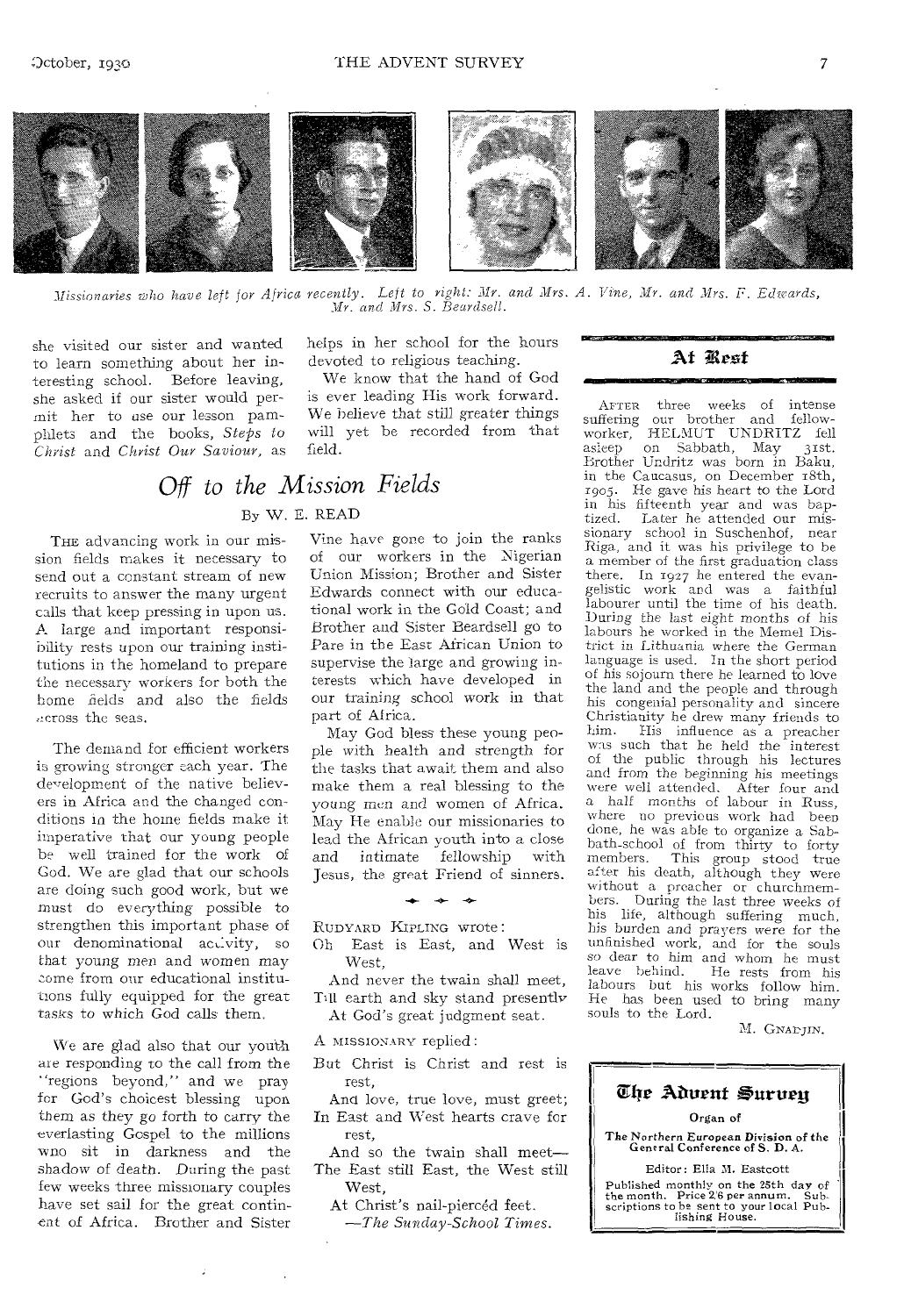*Missionaries who have left for Africa recently. Left to right: Mr. and Mrs. A. Vine, Mr. and Mrs. F. Edwards, Mr. and Mrs. S. Beardsell.*

she visited our sister and wanted to learn something about her interesting school. Before leaving, she asked if our sister would permit her to use our lesson pamphlets and the books, *Steps to Christ* and *Christ Our Saviour*, as helps in her school for the hours devoted to religious teaching.

We know that the hand of God is ever leading His work forward. We believe that still greater things will yet be recorded from that field.

## *Off to the Mission Fields*

By W. E. READ

THE advancing work in our mission fields makes it necessary to send out a constant stream of new recruits to answer the many urgent calls that keep pressing in upon us. A large and important responsibility rests upon our training institutions in the homeland to prepare the necessary workers for both the home fields and also the fields across the seas.

The demand for efficient workers is growing stronger each year. The development of the native believers in Africa and the changed conditions in the home fields make it imperative that our young people be well trained for the work of God. We are glad that our schools are doing such good work, but we must do everything possible to strengthen this important phase of our denominational activity, so that young men and women may come from our educational institutions fully equipped for the great tasks to which God calls them.

We are glad also that our youth are responding to the call from the "regions beyond," and we pray for God's choicest blessing upon them as they go forth to carry the everlasting Gospel to the millions who sit in darkness and the shadow of death. During the past few weeks three missionary couples have set sail for the great continent of Africa. Brother and Sister Vine have gone to join the ranks of our workers in the Nigerian Union Mission; Brother and Sister Edwards connect with our educational work in the Gold Coast; and Brother and Sister Beardsell go to Pare in the East African Union to supervise the large and growing interests which have developed in our training school work in that part of Africa.

May God bless these young people with health and strength for the tasks that await them and also make them a real blessing to the young men and women of Africa. May He enable our missionaries to lead the African youth into a close and intimate fellowship with Jesus, the great Friend of sinners.

RUDYARD KIPLING wrote:

Oh East is East, and West is West,
And never the twain shall meet,
Till earth and sky stand presently
At God's great judgment seat.

A MISSIONARY replied:

But Christ is Christ and rest is rest,
And love, true love, must greet;
In East and West hearts crave for rest,
And so the twain shall meet—
The East still East, the West still West,
At Christ's nail-piercéd feet.

—*The Sunday-School Times.*

## At Rest

AFTER three weeks of intense suffering our brother and fellow-worker, HELMUT UNDRITZ fell asleep on Sabbath, May 31st. Brother Undritz was born in Baku, in the Caucasus, on December 18th, 1905. He gave his heart to the Lord in his fifteenth year and was baptized. Later he attended our missionary school in Suschenhof, near Riga, and it was his privilege to be a member of the first graduation class there. In 1927 he entered the evangelistic work and was a faithful labourer until the time of his death. During the last eight months of his labours he worked in the Memel District in Lithuania where the German language is used. In the short period of his sojourn there he learned to love the land and the people and through his congenial personality and sincere Christianity he drew many friends to him. His influence as a preacher was such that he held the interest of the public through his lectures and from the beginning his meetings were well attended. After four and a half months of labour in Russ, where no previous work had been done, he was able to organize a Sabbath-school of from thirty to forty members. This group stood true after his death, although they were without a preacher or churchmembers. During the last three weeks of his life, although suffering much, his burden and prayers were for the unfinished work, and for the souls so dear to him and whom he must leave behind. He rests from his labours but his works follow him. He has been used to bring many souls to the Lord.

M. GNADJIN.

**The Advent Survey**

**Organ of**

**The Northern European Division of the General Conference of S. D. A.**

Editor: Ella M. Eastcott

Published monthly on the 25th day of the month. Price 2/6 per annum. Subscriptions to be sent to your local Publishing House.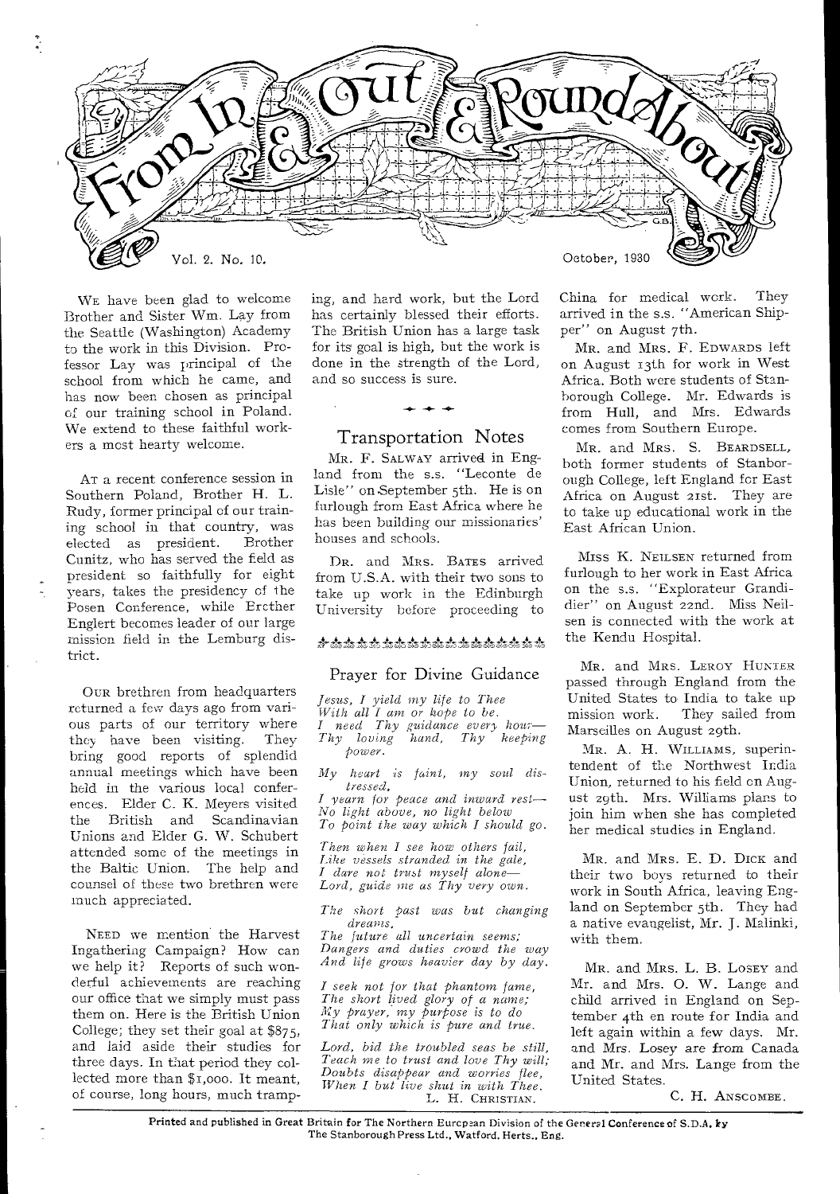# From In & Out & Round About

Vol. 2. No. 10. October, 1930

We have been glad to welcome Brother and Sister Wm. Lay from the Seattle (Washington) Academy to the work in this Division. Professor Lay was principal of the school from which he came, and has now been chosen as principal of our training school in Poland. We extend to these faithful workers a most hearty welcome.

At a recent conference session in Southern Poland, Brother H. L. Rudy, former principal of our training school in that country, was elected as president. Brother Cunitz, who has served the field as president so faithfully for eight years, takes the presidency of the Posen Conference, while Brother Englert becomes leader of our large mission field in the Lemburg district.

Our brethren from headquarters returned a few days ago from various parts of our territory where they have been visiting. They bring good reports of splendid annual meetings which have been held in the various local conferences. Elder C. K. Meyers visited the British and Scandinavian Unions and Elder G. W. Schubert attended some of the meetings in the Baltic Union. The help and counsel of these two brethren were much appreciated.

Need we mention the Harvest Ingathering Campaign? How can we help it? Reports of such wonderful achievements are reaching our office that we simply must pass them on. Here is the British Union College; they set their goal at $875, and laid aside their studies for three days. In that period they collected more than $1,000. It meant, of course, long hours, much tramping, and hard work, but the Lord has certainly blessed their efforts. The British Union has a large task for its goal is high, but the work is done in the strength of the Lord, and so success is sure.

## Transportation Notes

Mr. F. Salway arrived in England from the s.s. "Leconte de Lisle" on September 5th. He is on furlough from East Africa where he has been building our missionaries' houses and schools.

Dr. and Mrs. Bates arrived from U.S.A. with their two sons to take up work in the Edinburgh University before proceeding to China for medical work. They arrived in the s.s. "American Shipper" on August 7th.

Mr. and Mrs. F. Edwards left on August 13th for work in West Africa. Both were students of Stanborough College. Mr. Edwards is from Hull, and Mrs. Edwards comes from Southern Europe.

Mr. and Mrs. S. Beardsell, both former students of Stanborough College, left England for East Africa on August 21st. They are to take up educational work in the East African Union.

Miss K. Neilsen returned from furlough to her work in East Africa on the s.s. "Explorateur Grandidier" on August 22nd. Miss Neilsen is connected with the work at the Kendu Hospital.

Mr. and Mrs. Leroy Hunter passed through England from the United States to India to take up mission work. They sailed from Marseilles on August 29th.

Mr. A. H. Williams, superintendent of the Northwest India Union, returned to his field on August 29th. Mrs. Williams plans to join him when she has completed her medical studies in England.

Mr. and Mrs. E. D. Dick and their two boys returned to their work in South Africa, leaving England on September 5th. They had a native evangelist, Mr. J. Malinki, with them.

Mr. and Mrs. L. B. Losey and Mr. and Mrs. O. W. Lange and child arrived in England on September 4th en route for India and left again within a few days. Mr. and Mrs. Losey are from Canada and Mr. and Mrs. Lange from the United States.

C. H. Anscombe.

## Prayer for Divine Guidance

*Jesus, I yield my life to Thee*
*With all I am or hope to be.*
*I need Thy guidance every hour—*
*Thy loving hand, Thy keeping power.*

*My heart is faint, my soul distressed,*
*I yearn for peace and inward rest—*
*No light above, no light below*
*To point the way which I should go.*

*Then when I see how others fail,*
*Like vessels stranded in the gale,*
*I dare not trust myself alone—*
*Lord, guide me as Thy very own.*

*The short past was but changing dreams,*
*The future all uncertain seems;*
*Dangers and duties crowd the way*
*And life grows heavier day by day.*

*I seek not for that phantom fame,*
*The short lived glory of a name;*
*My prayer, my purpose is to do*
*That only which is pure and true.*

*Lord, bid the troubled seas be still,*
*Teach me to trust and love Thy will;*
*Doubts disappear and worries flee,*
*When I but live shut in with Thee.*

L. H. Christian.

Printed and published in Great Britain for The Northern European Division of the General Conference of S.D.A. by The Stanborough Press Ltd., Watford, Herts., Eng.